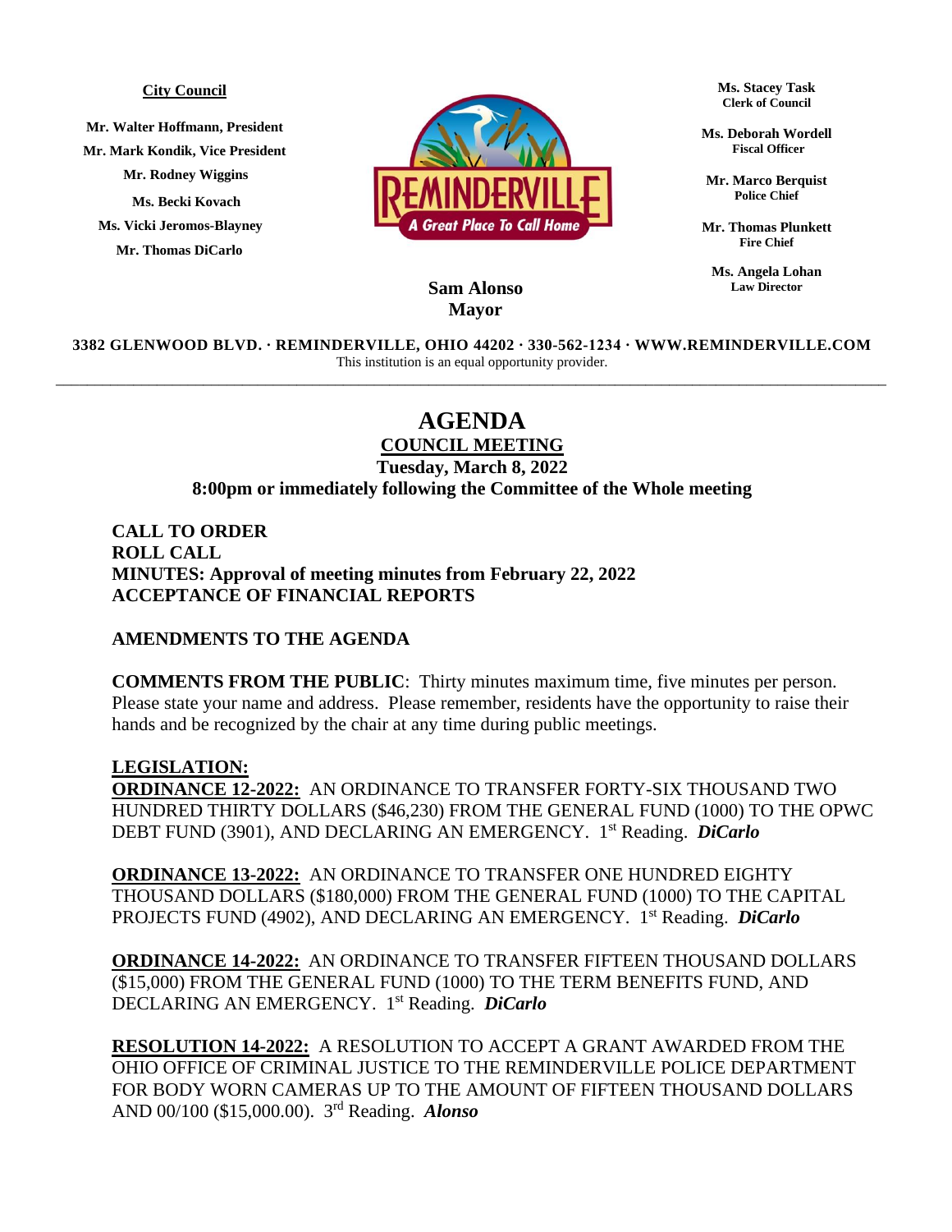**City Council**

**Mr. Walter Hoffmann, President**
**Mr. Mark Kondik, Vice President**
**Mr. Rodney Wiggins**
**Ms. Becki Kovach**
**Ms. Vicki Jeromos-Blayney**
**Mr. Thomas DiCarlo**

REMINDERVILLE
A Great Place To Call Home

**Sam Alonso**
**Mayor**

**Ms. Stacey Task**
**Clerk of Council**

**Ms. Deborah Wordell**
**Fiscal Officer**

**Mr. Marco Berquist**
**Police Chief**

**Mr. Thomas Plunkett**
**Fire Chief**

**Ms. Angela Lohan**
**Law Director**

**3382 GLENWOOD BLVD. · REMINDERVILLE, OHIO 44202 · 330-562-1234 · WWW.REMINDERVILLE.COM**
This institution is an equal opportunity provider.

---

# AGENDA

## COUNCIL MEETING

**Tuesday, March 8, 2022**
**8:00pm or immediately following the Committee of the Whole meeting**

**CALL TO ORDER**
**ROLL CALL**
**MINUTES: Approval of meeting minutes from February 22, 2022**
**ACCEPTANCE OF FINANCIAL REPORTS**

**AMENDMENTS TO THE AGENDA**

**COMMENTS FROM THE PUBLIC**: Thirty minutes maximum time, five minutes per person. Please state your name and address. Please remember, residents have the opportunity to raise their hands and be recognized by the chair at any time during public meetings.

**LEGISLATION:**

**ORDINANCE 12-2022:** AN ORDINANCE TO TRANSFER FORTY-SIX THOUSAND TWO HUNDRED THIRTY DOLLARS ($46,230) FROM THE GENERAL FUND (1000) TO THE OPWC DEBT FUND (3901), AND DECLARING AN EMERGENCY. 1st Reading. ***DiCarlo***

**ORDINANCE 13-2022:** AN ORDINANCE TO TRANSFER ONE HUNDRED EIGHTY THOUSAND DOLLARS ($180,000) FROM THE GENERAL FUND (1000) TO THE CAPITAL PROJECTS FUND (4902), AND DECLARING AN EMERGENCY. 1st Reading. ***DiCarlo***

**ORDINANCE 14-2022:** AN ORDINANCE TO TRANSFER FIFTEEN THOUSAND DOLLARS ($15,000) FROM THE GENERAL FUND (1000) TO THE TERM BENEFITS FUND, AND DECLARING AN EMERGENCY. 1st Reading. ***DiCarlo***

**RESOLUTION 14-2022:** A RESOLUTION TO ACCEPT A GRANT AWARDED FROM THE OHIO OFFICE OF CRIMINAL JUSTICE TO THE REMINDERVILLE POLICE DEPARTMENT FOR BODY WORN CAMERAS UP TO THE AMOUNT OF FIFTEEN THOUSAND DOLLARS AND 00/100 ($15,000.00). 3rd Reading. ***Alonso***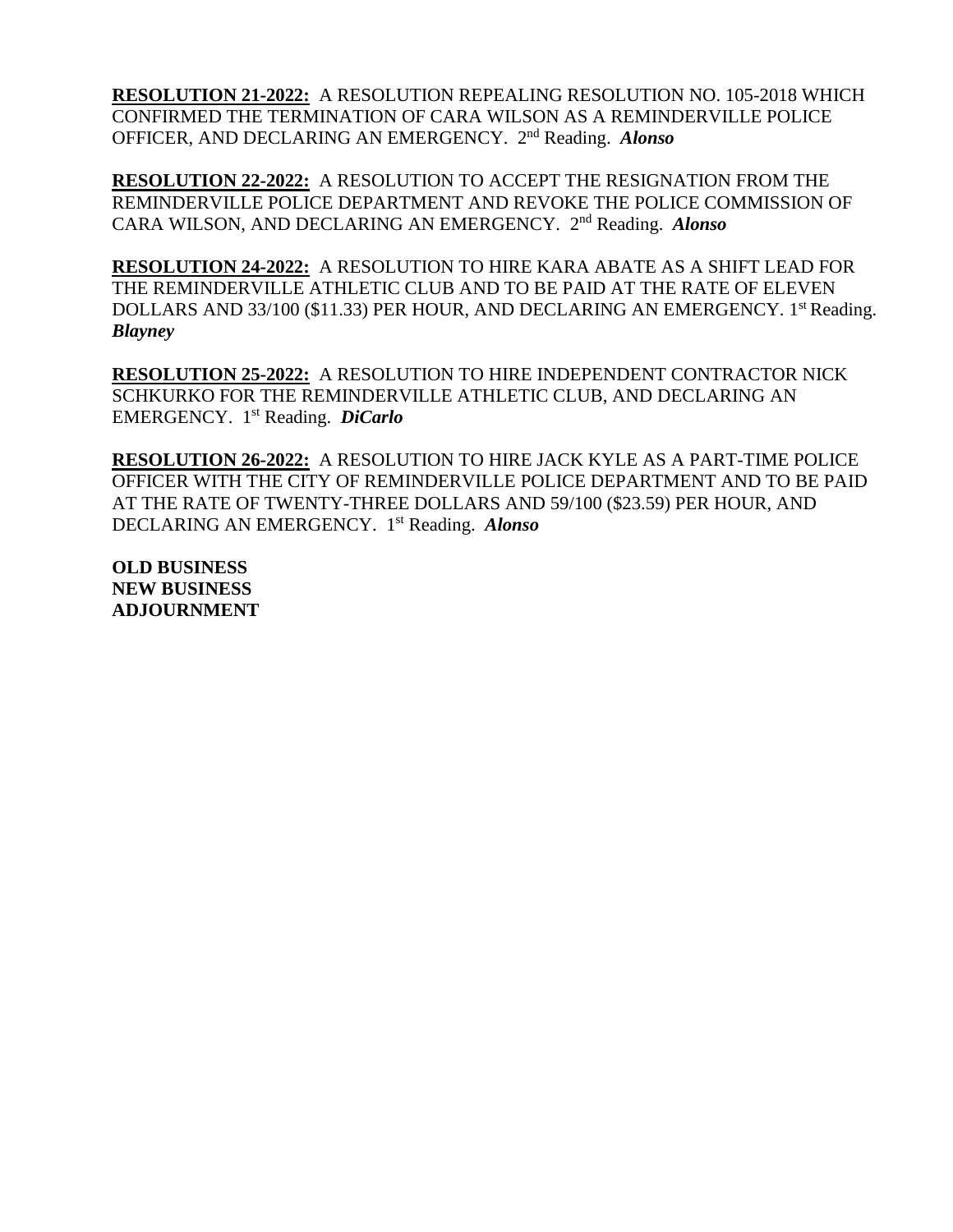**<u>RESOLUTION 21-2022:</u>** A RESOLUTION REPEALING RESOLUTION NO. 105-2018 WHICH CONFIRMED THE TERMINATION OF CARA WILSON AS A REMINDERVILLE POLICE OFFICER, AND DECLARING AN EMERGENCY. 2nd Reading. ***Alonso***

**<u>RESOLUTION 22-2022:</u>** A RESOLUTION TO ACCEPT THE RESIGNATION FROM THE REMINDERVILLE POLICE DEPARTMENT AND REVOKE THE POLICE COMMISSION OF CARA WILSON, AND DECLARING AN EMERGENCY. 2nd Reading. ***Alonso***

**<u>RESOLUTION 24-2022:</u>** A RESOLUTION TO HIRE KARA ABATE AS A SHIFT LEAD FOR THE REMINDERVILLE ATHLETIC CLUB AND TO BE PAID AT THE RATE OF ELEVEN DOLLARS AND 33/100 ($11.33) PER HOUR, AND DECLARING AN EMERGENCY. 1st Reading. ***Blayney***

**<u>RESOLUTION 25-2022:</u>** A RESOLUTION TO HIRE INDEPENDENT CONTRACTOR NICK SCHKURKO FOR THE REMINDERVILLE ATHLETIC CLUB, AND DECLARING AN EMERGENCY. 1st Reading. ***DiCarlo***

**<u>RESOLUTION 26-2022:</u>** A RESOLUTION TO HIRE JACK KYLE AS A PART-TIME POLICE OFFICER WITH THE CITY OF REMINDERVILLE POLICE DEPARTMENT AND TO BE PAID AT THE RATE OF TWENTY-THREE DOLLARS AND 59/100 ($23.59) PER HOUR, AND DECLARING AN EMERGENCY. 1st Reading. ***Alonso***

**OLD BUSINESS**
**NEW BUSINESS**
**ADJOURNMENT**